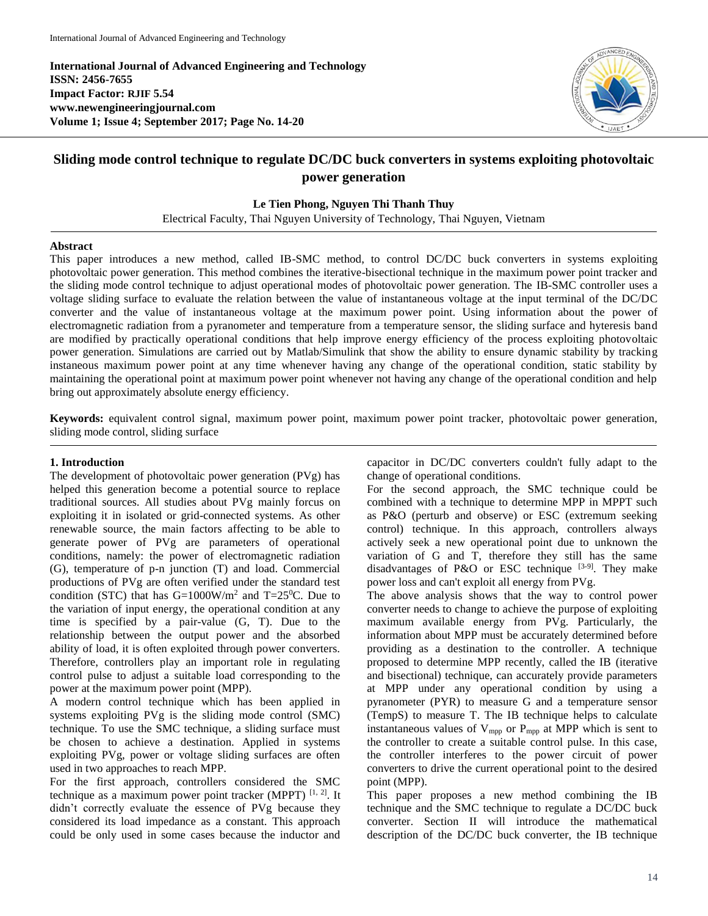**International Journal of Advanced Engineering and Technology**
**ISSN: 2456-7655**
**Impact Factor: RJIF 5.54**
**www.newengineeringjournal.com**
**Volume 1; Issue 4; September 2017; Page No. 14-20**

# Sliding mode control technique to regulate DC/DC buck converters in systems exploiting photovoltaic power generation

**Le Tien Phong, Nguyen Thi Thanh Thuy**

Electrical Faculty, Thai Nguyen University of Technology, Thai Nguyen, Vietnam

## Abstract

This paper introduces a new method, called IB-SMC method, to control DC/DC buck converters in systems exploiting photovoltaic power generation. This method combines the iterative-bisectional technique in the maximum power point tracker and the sliding mode control technique to adjust operational modes of photovoltaic power generation. The IB-SMC controller uses a voltage sliding surface to evaluate the relation between the value of instantaneous voltage at the input terminal of the DC/DC converter and the value of instantaneous voltage at the maximum power point. Using information about the power of electromagnetic radiation from a pyranometer and temperature from a temperature sensor, the sliding surface and hyteresis band are modified by practically operational conditions that help improve energy efficiency of the process exploiting photovoltaic power generation. Simulations are carried out by Matlab/Simulink that show the ability to ensure dynamic stability by tracking instaneous maximum power point at any time whenever having any change of the operational condition, static stability by maintaining the operational point at maximum power point whenever not having any change of the operational condition and help bring out approximately absolute energy efficiency.

**Keywords:** equivalent control signal, maximum power point, maximum power point tracker, photovoltaic power generation, sliding mode control, sliding surface

## 1. Introduction

The development of photovoltaic power generation (PVg) has helped this generation become a potential source to replace traditional sources. All studies about PVg mainly forcus on exploiting it in isolated or grid-connected systems. As other renewable source, the main factors affecting to be able to generate power of PVg are parameters of operational conditions, namely: the power of electromagnetic radiation (G), temperature of p-n junction (T) and load. Commercial productions of PVg are often verified under the standard test condition (STC) that has $G=1000W/m^2$ and $T=25^0C$. Due to the variation of input energy, the operational condition at any time is specified by a pair-value (G, T). Due to the relationship between the output power and the absorbed ability of load, it is often exploited through power converters. Therefore, controllers play an important role in regulating control pulse to adjust a suitable load corresponding to the power at the maximum power point (MPP).

A modern control technique which has been applied in systems exploiting PVg is the sliding mode control (SMC) technique. To use the SMC technique, a sliding surface must be chosen to achieve a destination. Applied in systems exploiting PVg, power or voltage sliding surfaces are often used in two approaches to reach MPP.

For the first approach, controllers considered the SMC technique as a maximum power point tracker (MPPT) [1, 2]. It didn't correctly evaluate the essence of PVg because they considered its load impedance as a constant. This approach could be only used in some cases because the inductor and capacitor in DC/DC converters couldn't fully adapt to the change of operational conditions.

For the second approach, the SMC technique could be combined with a technique to determine MPP in MPPT such as P&O (perturb and observe) or ESC (extremum seeking control) technique. In this approach, controllers always actively seek a new operational point due to unknown the variation of G and T, therefore they still has the same disadvantages of P&O or ESC technique [3-9]. They make power loss and can't exploit all energy from PVg.

The above analysis shows that the way to control power converter needs to change to achieve the purpose of exploiting maximum available energy from PVg. Particularly, the information about MPP must be accurately determined before providing as a destination to the controller. A technique proposed to determine MPP recently, called the IB (iterative and bisectional) technique, can accurately provide parameters at MPP under any operational condition by using a pyranometer (PYR) to measure G and a temperature sensor (TempS) to measure T. The IB technique helps to calculate instantaneous values of $V_{mpp}$ or $P_{mpp}$ at MPP which is sent to the controller to create a suitable control pulse. In this case, the controller interferes to the power circuit of power converters to drive the current operational point to the desired point (MPP).

This paper proposes a new method combining the IB technique and the SMC technique to regulate a DC/DC buck converter. Section II will introduce the mathematical description of the DC/DC buck converter, the IB technique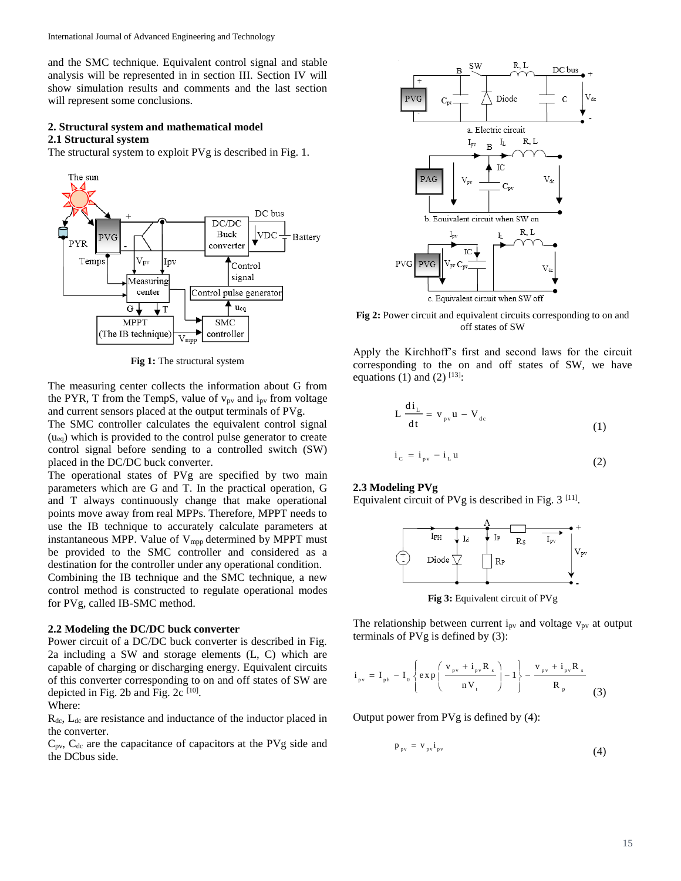and the SMC technique. Equivalent control signal and stable analysis will be represented in in section III. Section IV will show simulation results and comments and the last section will represent some conclusions.

## 2. Structural system and mathematical model

### 2.1 Structural system

The structural system to exploit PVg is described in Fig. 1.

**Fig 1:** The structural system

The measuring center collects the information about G from the PYR, T from the TempS, value of $v_{pv}$ and $i_{pv}$ from voltage and current sensors placed at the output terminals of PVg.

The SMC controller calculates the equivalent control signal ($u_{eq}$) which is provided to the control pulse generator to create control signal before sending to a controlled switch (SW) placed in the DC/DC buck converter.

The operational states of PVg are specified by two main parameters which are G and T. In the practical operation, G and T always continuously change that make operational points move away from real MPPs. Therefore, MPPT needs to use the IB technique to accurately calculate parameters at instantaneous MPP. Value of $V_{mpp}$ determined by MPPT must be provided to the SMC controller and considered as a destination for the controller under any operational condition.

Combining the IB technique and the SMC technique, a new control method is constructed to regulate operational modes for PVg, called IB-SMC method.

### 2.2 Modeling the DC/DC buck converter

Power circuit of a DC/DC buck converter is described in Fig. 2a including a SW and storage elements (L, C) which are capable of charging or discharging energy. Equivalent circuits of this converter corresponding to on and off states of SW are depicted in Fig. 2b and Fig. 2c [10].

Where:

$R_{dc}$, $L_{dc}$ are resistance and inductance of the inductor placed in the converter.

$C_{pv}$, $C_{dc}$ are the capacitance of capacitors at the PVg side and the DCbus side.

**Fig 2:** Power circuit and equivalent circuits corresponding to on and off states of SW

Apply the Kirchhoff's first and second laws for the circuit corresponding to the on and off states of SW, we have equations (1) and (2) [13]:

$$L\frac{di_L}{dt} = v_{pv}u - V_{dc} \tag{1}$$

$$i_C = i_{pv} - i_L u \tag{2}$$

### 2.3 Modeling PVg

Equivalent circuit of PVg is described in Fig. 3 [11].

**Fig 3:** Equivalent circuit of PVg

The relationship between current $i_{pv}$ and voltage $v_{pv}$ at output terminals of PVg is defined by (3):

$$i_{pv} = I_{ph} - I_0\left\{\exp\left(\frac{v_{pv} + i_{pv}R_s}{nV_t}\right) - 1\right\} - \frac{v_{pv} + i_{pv}R_s}{R_p} \tag{3}$$

Output power from PVg is defined by (4):

$$p_{pv} = v_{pv}i_{pv} \tag{4}$$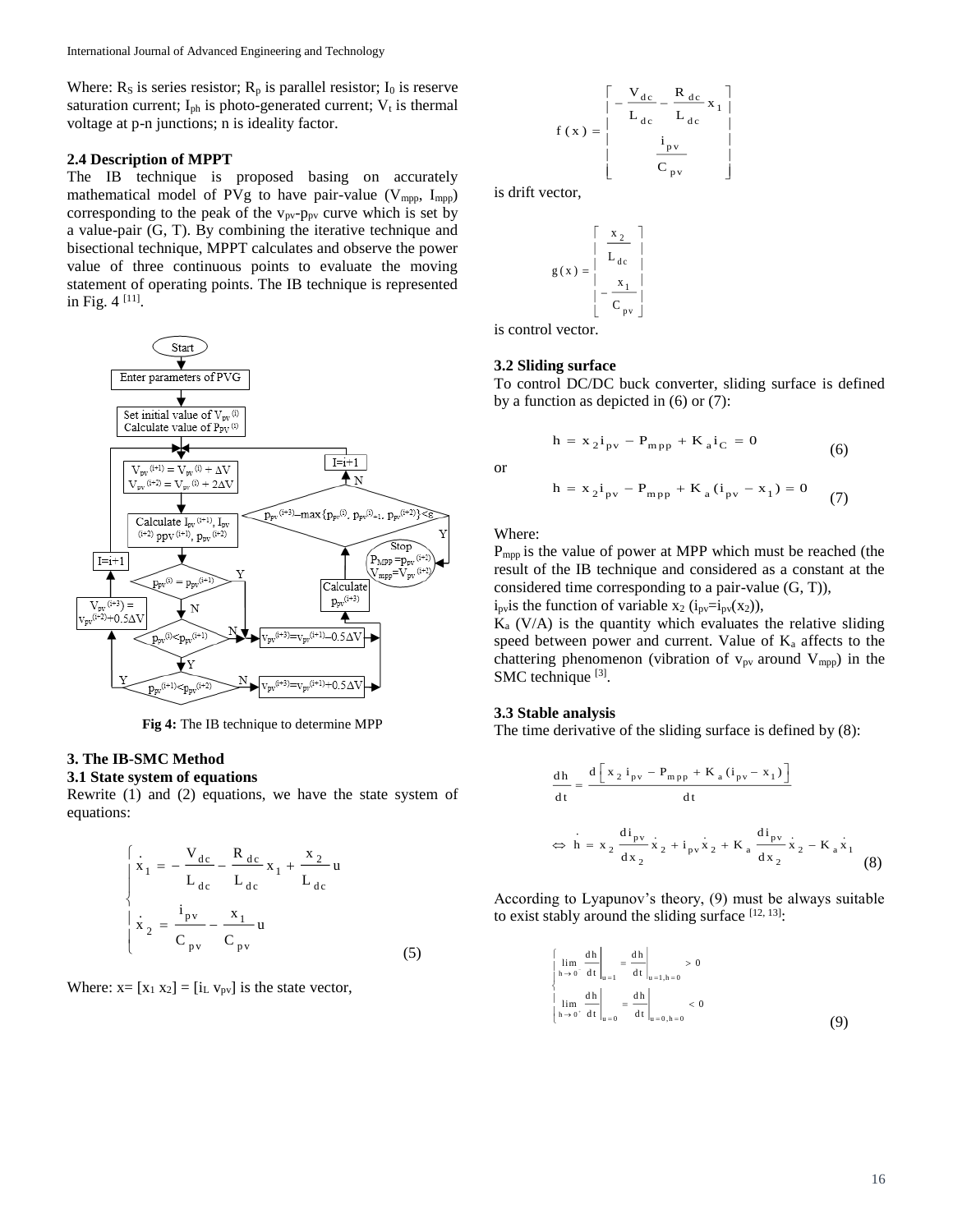Where: $R_S$ is series resistor; $R_p$ is parallel resistor; $I_0$ is reserve saturation current; $I_{ph}$ is photo-generated current; $V_t$ is thermal voltage at p-n junctions; n is ideality factor.

### 2.4 Description of MPPT

The IB technique is proposed basing on accurately mathematical model of PVg to have pair-value ($V_{mpp}$, $I_{mpp}$) corresponding to the peak of the $v_{pv}$-$p_{pv}$ curve which is set by a value-pair (G, T). By combining the iterative technique and bisectional technique, MPPT calculates and observe the power value of three continuous points to evaluate the moving statement of operating points. The IB technique is represented in Fig. 4 [11].

**Fig 4:** The IB technique to determine MPP

## 3. The IB-SMC Method

### 3.1 State system of equations

Rewrite (1) and (2) equations, we have the state system of equations:

$$\begin{cases} \dot{x}_1 = -\dfrac{V_{dc}}{L_{dc}} - \dfrac{R_{dc}}{L_{dc}} x_1 + \dfrac{x_2}{L_{dc}} u \\ \dot{x}_2 = \dfrac{i_{pv}}{C_{pv}} - \dfrac{x_1}{C_{pv}} u \end{cases} \tag{5}$$

Where: $x = [x_1\ x_2] = [i_L\ v_{pv}]$ is the state vector,

$$f(x) = \begin{bmatrix} -\dfrac{V_{dc}}{L_{dc}} - \dfrac{R_{dc}}{L_{dc}} x_1 \\ \dfrac{i_{pv}}{C_{pv}} \end{bmatrix}$$

is drift vector,

$$g(x) = \begin{bmatrix} \dfrac{x_2}{L_{dc}} \\ -\dfrac{x_1}{C_{pv}} \end{bmatrix}$$

is control vector.

### 3.2 Sliding surface

To control DC/DC buck converter, sliding surface is defined by a function as depicted in (6) or (7):

$$h = x_2 i_{pv} - P_{mpp} + K_a i_C = 0 \tag{6}$$

or

$$h = x_2 i_{pv} - P_{mpp} + K_a (i_{pv} - x_1) = 0 \tag{7}$$

Where:

$P_{mpp}$ is the value of power at MPP which must be reached (the result of the IB technique and considered as a constant at the considered time corresponding to a pair-value (G, T)),

$i_{pv}$ is the function of variable $x_2$ ($i_{pv} = i_{pv}(x_2)$),

$K_a$ (V/A) is the quantity which evaluates the relative sliding speed between power and current. Value of $K_a$ affects to the chattering phenomenon (vibration of $v_{pv}$ around $V_{mpp}$) in the SMC technique [3].

### 3.3 Stable analysis

The time derivative of the sliding surface is defined by (8):

$$\frac{dh}{dt} = \frac{d\left[x_2 i_{pv} - P_{mpp} + K_a (i_{pv} - x_1)\right]}{dt}$$

$$\Leftrightarrow \dot{h} = x_2 \frac{di_{pv}}{dx_2} \dot{x}_2 + i_{pv} \dot{x}_2 + K_a \frac{di_{pv}}{dx_2} \dot{x}_2 - K_a \dot{x}_1 \tag{8}$$

According to Lyapunov's theory, (9) must be always suitable to exist stably around the sliding surface [12, 13]:

$$\begin{cases} \lim\limits_{h \to 0^-} \left.\dfrac{dh}{dt}\right|_{u=1} = \left.\dfrac{dh}{dt}\right|_{u=1, h=0} > 0 \\ \lim\limits_{h \to 0^+} \left.\dfrac{dh}{dt}\right|_{u=0} = \left.\dfrac{dh}{dt}\right|_{u=0, h=0} < 0 \end{cases} \tag{9}$$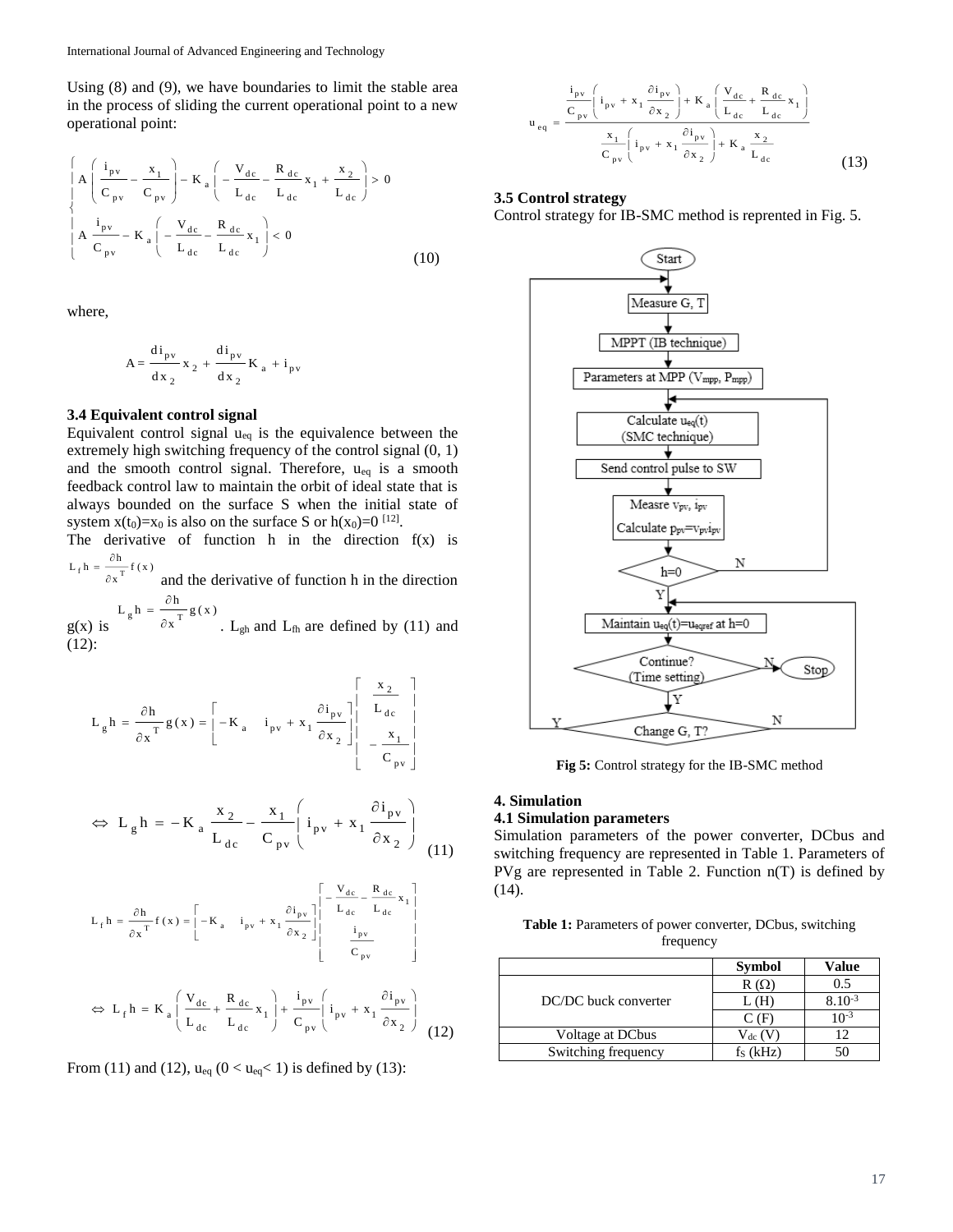Using (8) and (9), we have boundaries to limit the stable area in the process of sliding the current operational point to a new operational point:

$$\begin{cases} A\left(\dfrac{i_{pv}}{C_{pv}} - \dfrac{x_1}{C_{pv}}\right) - K_a\left(-\dfrac{V_{dc}}{L_{dc}} - \dfrac{R_{dc}}{L_{dc}}x_1 + \dfrac{x_2}{L_{dc}}\right) > 0 \\ A\dfrac{i_{pv}}{C_{pv}} - K_a\left(-\dfrac{V_{dc}}{L_{dc}} - \dfrac{R_{dc}}{L_{dc}}x_1\right) < 0 \end{cases} \tag{10}$$

where,

$$A = \frac{di_{pv}}{dx_2}x_2 + \frac{di_{pv}}{dx_2}K_a + i_{pv}$$

### 3.4 Equivalent control signal

Equivalent control signal $u_{eq}$ is the equivalence between the extremely high switching frequency of the control signal (0, 1) and the smooth control signal. Therefore, $u_{eq}$ is a smooth feedback control law to maintain the orbit of ideal state that is always bounded on the surface S when the initial state of system $x(t_0)=x_0$ is also on the surface S or $h(x_0)=0$ [12].

The derivative of function h in the direction f(x) is $L_f h = \frac{\partial h}{\partial x^T} f(x)$ and the derivative of function h in the direction g(x) is $L_g h = \frac{\partial h}{\partial x^T} g(x)$. $L_{gh}$ and $L_{fh}$ are defined by (11) and (12):

$$L_g h = \frac{\partial h}{\partial x^T} g(x) = \begin{bmatrix} -K_a & i_{pv} + x_1 \dfrac{\partial i_{pv}}{\partial x_2} \end{bmatrix} \begin{bmatrix} \dfrac{x_2}{L_{dc}} \\ -\dfrac{x_1}{C_{pv}} \end{bmatrix}$$

$$\Leftrightarrow L_g h = -K_a \frac{x_2}{L_{dc}} - \frac{x_1}{C_{pv}}\left(i_{pv} + x_1 \frac{\partial i_{pv}}{\partial x_2}\right) \tag{11}$$

$$L_f h = \frac{\partial h}{\partial x^T} f(x) = \begin{bmatrix} -K_a & i_{pv} + x_1 \dfrac{\partial i_{pv}}{\partial x_2} \end{bmatrix} \begin{bmatrix} -\dfrac{V_{dc}}{L_{dc}} - \dfrac{R_{dc}}{L_{dc}}x_1 \\ \dfrac{i_{pv}}{C_{pv}} \end{bmatrix}$$

$$\Leftrightarrow L_f h = K_a\left(\frac{V_{dc}}{L_{dc}} + \frac{R_{dc}}{L_{dc}}x_1\right) + \frac{i_{pv}}{C_{pv}}\left(i_{pv} + x_1 \frac{\partial i_{pv}}{\partial x_2}\right) \tag{12}$$

From (11) and (12), $u_{eq}$ ($0 < u_{eq} < 1$) is defined by (13):

$$u_{eq} = \frac{\dfrac{i_{pv}}{C_{pv}}\left(i_{pv} + x_1 \dfrac{\partial i_{pv}}{\partial x_2}\right) + K_a\left(\dfrac{V_{dc}}{L_{dc}} + \dfrac{R_{dc}}{L_{dc}}x_1\right)}{\dfrac{x_1}{C_{pv}}\left(i_{pv} + x_1 \dfrac{\partial i_{pv}}{\partial x_2}\right) + K_a \dfrac{x_2}{L_{dc}}} \tag{13}$$

### 3.5 Control strategy

Control strategy for IB-SMC method is reprented in Fig. 5.

Start → Measure G, T → MPPT (IB technique) → Parameters at MPP ($V_{mpp}$, $P_{mpp}$) → Calculate $u_{eq}(t)$ (SMC technique) → Send control pulse to SW → Measre $v_{pv}$, $i_{pv}$; Calculate $p_{pv}=v_{pv}i_{pv}$ → h=0? (N: back to Calculate $u_{eq}(t)$; Y:) → Maintain $u_{eq}(t)=u_{eqref}$ at h=0 → Continue? (Time setting) (N: Stop; Y:) → Change G, T? (Y: back to Measure G, T; N: back to Maintain $u_{eq}(t)=u_{eqref}$ at h=0)

**Fig 5:** Control strategy for the IB-SMC method

## 4. Simulation

### 4.1 Simulation parameters

Simulation parameters of the power converter, DCbus and switching frequency are represented in Table 1. Parameters of PVg are represented in Table 2. Function n(T) is defined by (14).

**Table 1:** Parameters of power converter, DCbus, switching frequency

| | Symbol | Value |
|---|---|---|
| DC/DC buck converter | R (Ω) | 0.5 |
| | L (H) | $8.10^{-3}$ |
| | C (F) | $10^{-3}$ |
| Voltage at DCbus | $V_{dc}$ (V) | 12 |
| Switching frequency | $f_S$ (kHz) | 50 |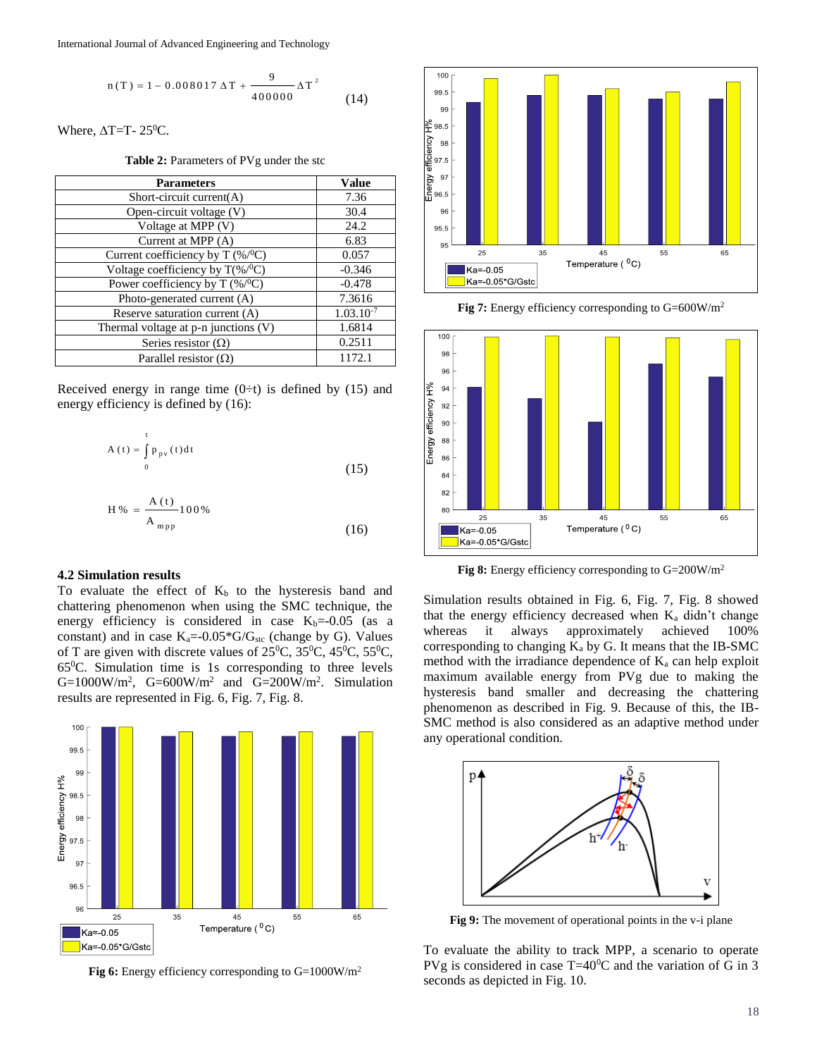$$n(T) = 1 - 0.008017\,\Delta T + \frac{9}{400000}\Delta T^2 \quad (14)$$

Where, $\Delta T = T - 25^0C$.

**Table 2:** Parameters of PVg under the stc

| Parameters | Value |
|---|---|
| Short-circuit current(A) | 7.36 |
| Open-circuit voltage (V) | 30.4 |
| Voltage at MPP (V) | 24.2 |
| Current at MPP (A) | 6.83 |
| Current coefficiency by T (%/$^0$C) | 0.057 |
| Voltage coefficiency by T(%/$^0$C) | -0.346 |
| Power coefficiency by T (%/$^0$C) | -0.478 |
| Photo-generated current (A) | 7.3616 |
| Reserve saturation current (A) | $1.03.10^{-7}$ |
| Thermal voltage at p-n junctions (V) | 1.6814 |
| Series resistor (Ω) | 0.2511 |
| Parallel resistor (Ω) | 1172.1 |

Received energy in range time (0÷t) is defined by (15) and energy efficiency is defined by (16):

$$A(t) = \int_0^t p_{pv}(t)dt \quad (15)$$

$$H\% = \frac{A(t)}{A_{mpp}}100\% \quad (16)$$

### 4.2 Simulation results

To evaluate the effect of $K_b$ to the hysteresis band and chattering phenomenon when using the SMC technique, the energy efficiency is considered in case $K_b$=-0.05 (as a constant) and in case $K_a$=-0.05*G/$G_{stc}$ (change by G). Values of T are given with discrete values of 25$^0$C, 35$^0$C, 45$^0$C, 55$^0$C, 65$^0$C. Simulation time is 1s corresponding to three levels G=1000W/m$^2$, G=600W/m$^2$ and G=200W/m$^2$. Simulation results are represented in Fig. 6, Fig. 7, Fig. 8.

**Fig 6:** Energy efficiency corresponding to G=1000W/m$^2$

**Fig 7:** Energy efficiency corresponding to G=600W/m$^2$

**Fig 8:** Energy efficiency corresponding to G=200W/m$^2$

Simulation results obtained in Fig. 6, Fig. 7, Fig. 8 showed that the energy efficiency decreased when $K_a$ didn't change whereas it always approximately achieved 100% corresponding to changing $K_a$ by G. It means that the IB-SMC method with the irradiance dependence of $K_a$ can help exploit maximum available energy from PVg due to making the hysteresis band smaller and decreasing the chattering phenomenon as described in Fig. 9. Because of this, the IB-SMC method is also considered as an adaptive method under any operational condition.

**Fig 9:** The movement of operational points in the v-i plane

To evaluate the ability to track MPP, a scenario to operate PVg is considered in case T=40$^0$C and the variation of G in 3 seconds as depicted in Fig. 10.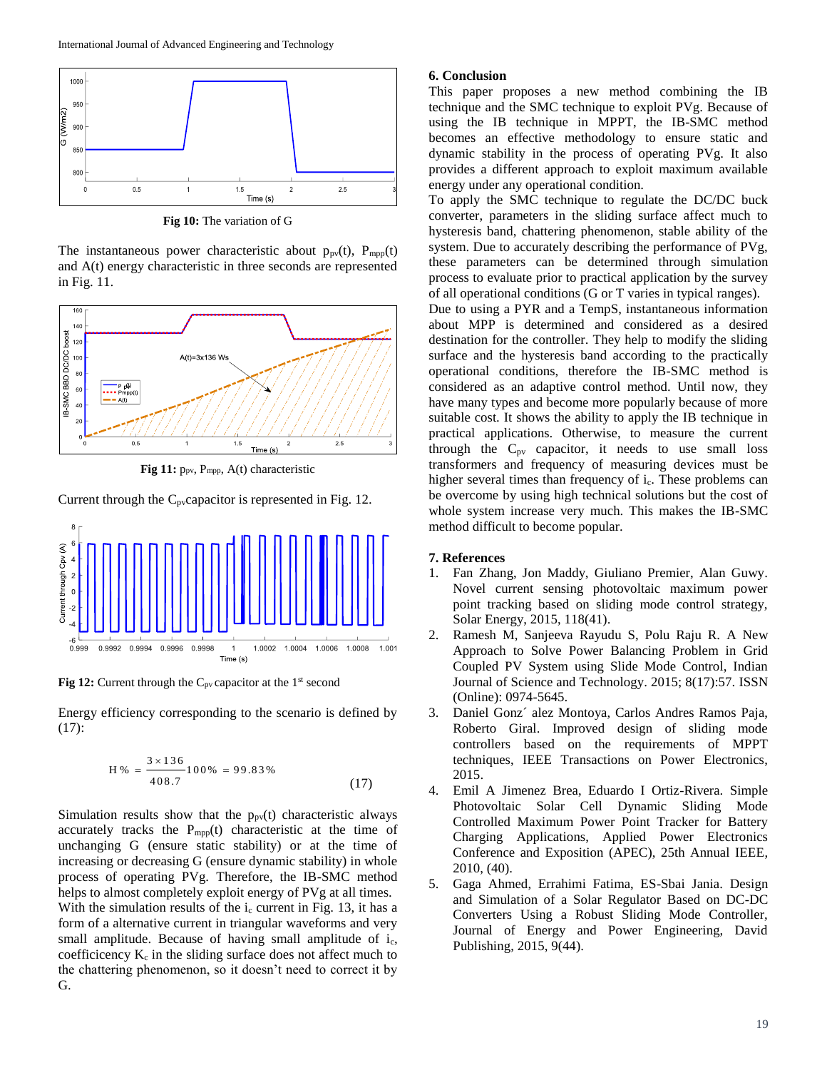Fig 10: The variation of G

The instantaneous power characteristic about $p_{pv}(t)$, $P_{mpp}(t)$ and A(t) energy characteristic in three seconds are represented in Fig. 11.

Fig 11: $p_{pv}$, $P_{mpp}$, A(t) characteristic

Current through the $C_{pv}$capacitor is represented in Fig. 12.

Fig 12: Current through the $C_{pv}$ capacitor at the 1st second

Energy efficiency corresponding to the scenario is defined by (17):

$$H\% = \frac{3 \times 136}{408.7} 100\% = 99.83\% \tag{17}$$

Simulation results show that the $p_{pv}(t)$ characteristic always accurately tracks the $P_{mpp}(t)$ characteristic at the time of unchanging G (ensure static stability) or at the time of increasing or decreasing G (ensure dynamic stability) in whole process of operating PVg. Therefore, the IB-SMC method helps to almost completely exploit energy of PVg at all times.
With the simulation results of the $i_c$ current in Fig. 13, it has a form of a alternative current in triangular waveforms and very small amplitude. Because of having small amplitude of $i_c$, coefficicency $K_c$ in the sliding surface does not affect much to the chattering phenomenon, so it doesn't need to correct it by G.

## 6. Conclusion

This paper proposes a new method combining the IB technique and the SMC technique to exploit PVg. Because of using the IB technique in MPPT, the IB-SMC method becomes an effective methodology to ensure static and dynamic stability in the process of operating PVg. It also provides a different approach to exploit maximum available energy under any operational condition.
To apply the SMC technique to regulate the DC/DC buck converter, parameters in the sliding surface affect much to hysteresis band, chattering phenomenon, stable ability of the system. Due to accurately describing the performance of PVg, these parameters can be determined through simulation process to evaluate prior to practical application by the survey of all operational conditions (G or T varies in typical ranges).
Due to using a PYR and a TempS, instantaneous information about MPP is determined and considered as a desired destination for the controller. They help to modify the sliding surface and the hysteresis band according to the practically operational conditions, therefore the IB-SMC method is considered as an adaptive control method. Until now, they have many types and become more popularly because of more suitable cost. It shows the ability to apply the IB technique in practical applications. Otherwise, to measure the current through the $C_{pv}$ capacitor, it needs to use small loss transformers and frequency of measuring devices must be higher several times than frequency of $i_c$. These problems can be overcome by using high technical solutions but the cost of whole system increase very much. This makes the IB-SMC method difficult to become popular.

## 7. References

1. Fan Zhang, Jon Maddy, Giuliano Premier, Alan Guwy. Novel current sensing photovoltaic maximum power point tracking based on sliding mode control strategy, Solar Energy, 2015, 118(41).
2. Ramesh M, Sanjeeva Rayudu S, Polu Raju R. A New Approach to Solve Power Balancing Problem in Grid Coupled PV System using Slide Mode Control, Indian Journal of Science and Technology. 2015; 8(17):57. ISSN (Online): 0974-5645.
3. Daniel Gonz´ alez Montoya, Carlos Andres Ramos Paja, Roberto Giral. Improved design of sliding mode controllers based on the requirements of MPPT techniques, IEEE Transactions on Power Electronics, 2015.
4. Emil A Jimenez Brea, Eduardo I Ortiz-Rivera. Simple Photovoltaic Solar Cell Dynamic Sliding Mode Controlled Maximum Power Point Tracker for Battery Charging Applications, Applied Power Electronics Conference and Exposition (APEC), 25th Annual IEEE, 2010, (40).
5. Gaga Ahmed, Errahimi Fatima, ES-Sbai Jania. Design and Simulation of a Solar Regulator Based on DC-DC Converters Using a Robust Sliding Mode Controller, Journal of Energy and Power Engineering, David Publishing, 2015, 9(44).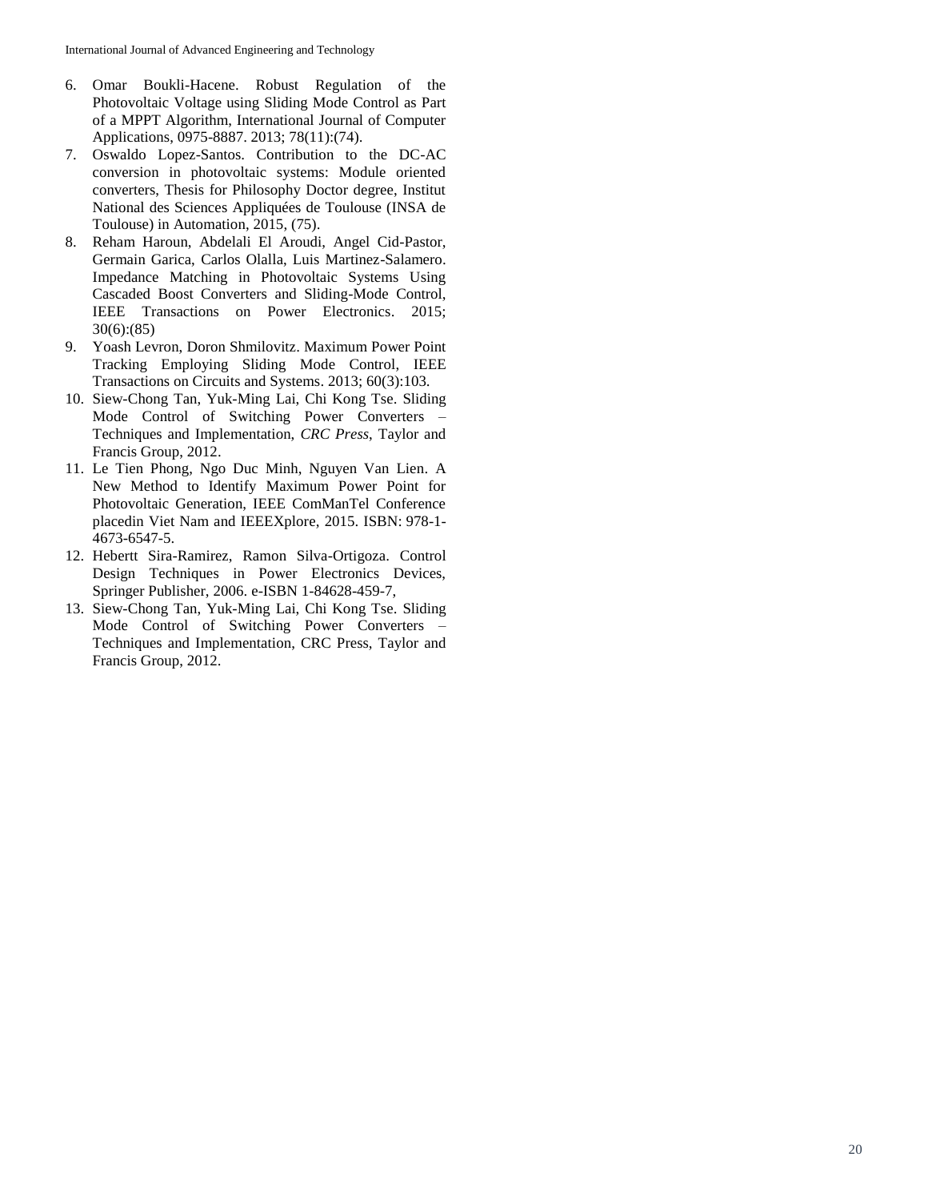6. Omar Boukli-Hacene. Robust Regulation of the Photovoltaic Voltage using Sliding Mode Control as Part of a MPPT Algorithm, International Journal of Computer Applications, 0975-8887. 2013; 78(11):(74).
7. Oswaldo Lopez-Santos. Contribution to the DC-AC conversion in photovoltaic systems: Module oriented converters, Thesis for Philosophy Doctor degree, Institut National des Sciences Appliquées de Toulouse (INSA de Toulouse) in Automation, 2015, (75).
8. Reham Haroun, Abdelali El Aroudi, Angel Cid-Pastor, Germain Garica, Carlos Olalla, Luis Martinez-Salamero. Impedance Matching in Photovoltaic Systems Using Cascaded Boost Converters and Sliding-Mode Control, IEEE Transactions on Power Electronics. 2015; 30(6):(85)
9. Yoash Levron, Doron Shmilovitz. Maximum Power Point Tracking Employing Sliding Mode Control, IEEE Transactions on Circuits and Systems. 2013; 60(3):103.
10. Siew-Chong Tan, Yuk-Ming Lai, Chi Kong Tse. Sliding Mode Control of Switching Power Converters – Techniques and Implementation, *CRC Press*, Taylor and Francis Group, 2012.
11. Le Tien Phong, Ngo Duc Minh, Nguyen Van Lien. A New Method to Identify Maximum Power Point for Photovoltaic Generation, IEEE ComManTel Conference placedin Viet Nam and IEEEXplore, 2015. ISBN: 978-1-4673-6547-5.
12. Hebertt Sira-Ramirez, Ramon Silva-Ortigoza. Control Design Techniques in Power Electronics Devices, Springer Publisher, 2006. e-ISBN 1-84628-459-7,
13. Siew-Chong Tan, Yuk-Ming Lai, Chi Kong Tse. Sliding Mode Control of Switching Power Converters – Techniques and Implementation, CRC Press, Taylor and Francis Group, 2012.